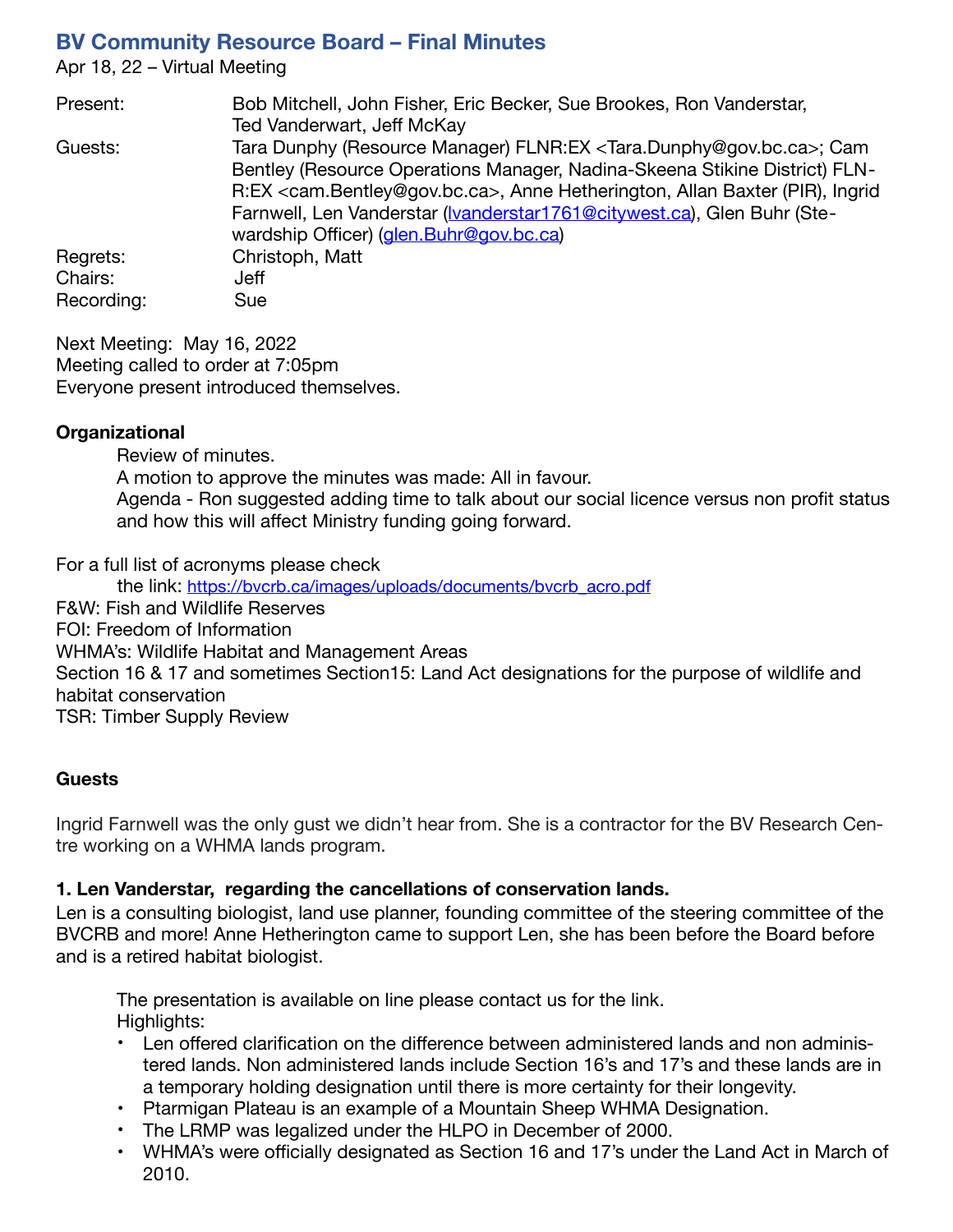# BV Community Resource Board – Final Minutes

Apr 18, 22 – Virtual Meeting

| | |
|---|---|
| Present: | Bob Mitchell, John Fisher, Eric Becker, Sue Brookes, Ron Vanderstar, Ted Vanderwart, Jeff McKay |
| Guests: | Tara Dunphy (Resource Manager) FLNR:EX <Tara.Dunphy@gov.bc.ca>; Cam Bentley (Resource Operations Manager, Nadina-Skeena Stikine District) FLNR:EX <cam.Bentley@gov.bc.ca>, Anne Hetherington, Allan Baxter (PIR), Ingrid Farnwell, Len Vanderstar (lvanderstar1761@citywest.ca), Glen Buhr (Stewardship Officer) (glen.Buhr@gov.bc.ca) |
| Regrets: | Christoph, Matt |
| Chairs: | Jeff |
| Recording: | Sue |

Next Meeting: May 16, 2022
Meeting called to order at 7:05pm
Everyone present introduced themselves.

**Organizational**

Review of minutes.
A motion to approve the minutes was made: All in favour.
Agenda - Ron suggested adding time to talk about our social licence versus non profit status and how this will affect Ministry funding going forward.

For a full list of acronyms please check
the link: https://bvcrb.ca/images/uploads/documents/bvcrb_acro.pdf
F&W: Fish and Wildlife Reserves
FOI: Freedom of Information
WHMA's: Wildlife Habitat and Management Areas
Section 16 & 17 and sometimes Section15: Land Act designations for the purpose of wildlife and habitat conservation
TSR: Timber Supply Review

**Guests**

Ingrid Farnwell was the only gust we didn't hear from. She is a contractor for the BV Research Centre working on a WHMA lands program.

**1. Len Vanderstar, regarding the cancellations of conservation lands.**

Len is a consulting biologist, land use planner, founding committee of the steering committee of the BVCRB and more! Anne Hetherington came to support Len, she has been before the Board before and is a retired habitat biologist.

The presentation is available on line please contact us for the link.
Highlights:

- Len offered clarification on the difference between administered lands and non administered lands. Non administered lands include Section 16's and 17's and these lands are in a temporary holding designation until there is more certainty for their longevity.
- Ptarmigan Plateau is an example of a Mountain Sheep WHMA Designation.
- The LRMP was legalized under the HLPO in December of 2000.
- WHMA's were officially designated as Section 16 and 17's under the Land Act in March of 2010.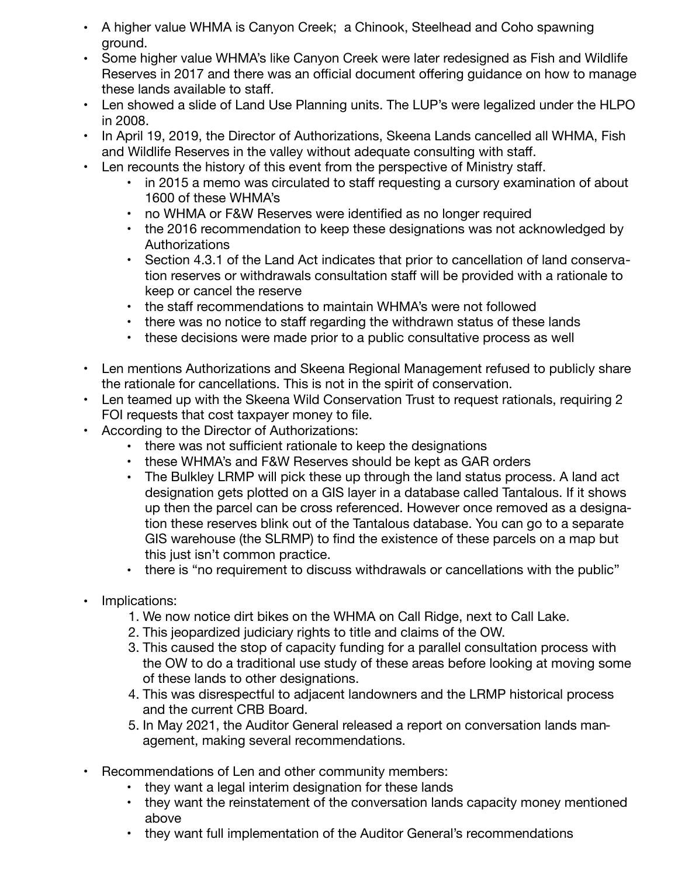- A higher value WHMA is Canyon Creek;  a Chinook, Steelhead and Coho spawning ground.
- Some higher value WHMA's like Canyon Creek were later redesigned as Fish and Wildlife Reserves in 2017 and there was an official document offering guidance on how to manage these lands available to staff.
- Len showed a slide of Land Use Planning units. The LUP's were legalized under the HLPO in 2008.
- In April 19, 2019, the Director of Authorizations, Skeena Lands cancelled all WHMA, Fish and Wildlife Reserves in the valley without adequate consulting with staff.
- Len recounts the history of this event from the perspective of Ministry staff.
    - in 2015 a memo was circulated to staff requesting a cursory examination of about 1600 of these WHMA's
    - no WHMA or F&W Reserves were identified as no longer required
    - the 2016 recommendation to keep these designations was not acknowledged by Authorizations
    - Section 4.3.1 of the Land Act indicates that prior to cancellation of land conservation reserves or withdrawals consultation staff will be provided with a rationale to keep or cancel the reserve
    - the staff recommendations to maintain WHMA's were not followed
    - there was no notice to staff regarding the withdrawn status of these lands
    - these decisions were made prior to a public consultative process as well

- Len mentions Authorizations and Skeena Regional Management refused to publicly share the rationale for cancellations. This is not in the spirit of conservation.
- Len teamed up with the Skeena Wild Conservation Trust to request rationals, requiring 2 FOI requests that cost taxpayer money to file.
- According to the Director of Authorizations:
    - there was not sufficient rationale to keep the designations
    - these WHMA's and F&W Reserves should be kept as GAR orders
    - The Bulkley LRMP will pick these up through the land status process. A land act designation gets plotted on a GIS layer in a database called Tantalous. If it shows up then the parcel can be cross referenced. However once removed as a designation these reserves blink out of the Tantalous database. You can go to a separate GIS warehouse (the SLRMP) to find the existence of these parcels on a map but this just isn't common practice.
    - there is "no requirement to discuss withdrawals or cancellations with the public"

- Implications:
    1. We now notice dirt bikes on the WHMA on Call Ridge, next to Call Lake.
    2. This jeopardized judiciary rights to title and claims of the OW.
    3. This caused the stop of capacity funding for a parallel consultation process with the OW to do a traditional use study of these areas before looking at moving some of these lands to other designations.
    4. This was disrespectful to adjacent landowners and the LRMP historical process and the current CRB Board.
    5. In May 2021, the Auditor General released a report on conversation lands management, making several recommendations.

- Recommendations of Len and other community members:
    - they want a legal interim designation for these lands
    - they want the reinstatement of the conversation lands capacity money mentioned above
    - they want full implementation of the Auditor General's recommendations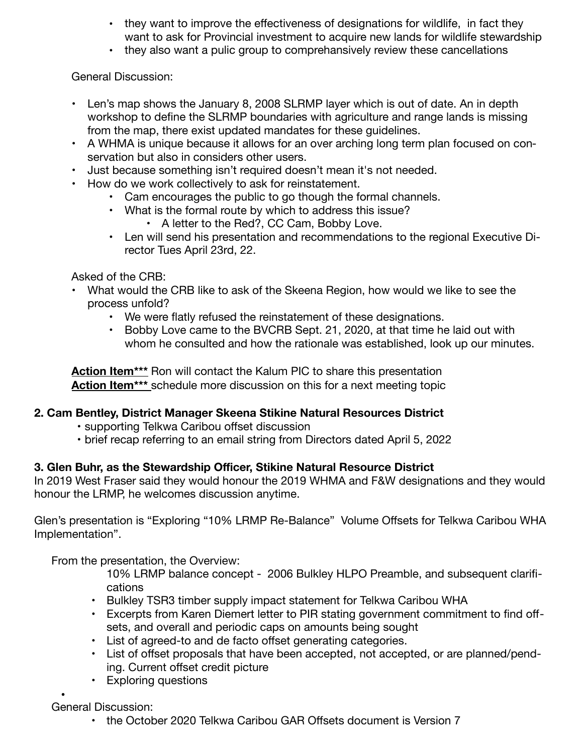- they want to improve the effectiveness of designations for wildlife, in fact they want to ask for Provincial investment to acquire new lands for wildlife stewardship
- they also want a pulic group to comprehansively review these cancellations

General Discussion:

- Len's map shows the January 8, 2008 SLRMP layer which is out of date. An in depth workshop to define the SLRMP boundaries with agriculture and range lands is missing from the map, there exist updated mandates for these guidelines.
- A WHMA is unique because it allows for an over arching long term plan focused on conservation but also in considers other users.
- Just because something isn't required doesn't mean it's not needed.
- How do we work collectively to ask for reinstatement.
    - Cam encourages the public to go though the formal channels.
    - What is the formal route by which to address this issue?
        - A letter to the Red?, CC Cam, Bobby Love.
    - Len will send his presentation and recommendations to the regional Executive Director Tues April 23rd, 22.

Asked of the CRB:

- What would the CRB like to ask of the Skeena Region, how would we like to see the process unfold?
    - We were flatly refused the reinstatement of these designations.
    - Bobby Love came to the BVCRB Sept. 21, 2020, at that time he laid out with whom he consulted and how the rationale was established, look up our minutes.

**Action Item***** Ron will contact the Kalum PIC to share this presentation
**Action Item***** schedule more discussion on this for a next meeting topic

**2. Cam Bentley, District Manager Skeena Stikine Natural Resources District**

- supporting Telkwa Caribou offset discussion
- brief recap referring to an email string from Directors dated April 5, 2022

**3. Glen Buhr, as the Stewardship Officer, Stikine Natural Resource District**

In 2019 West Fraser said they would honour the 2019 WHMA and F&W designations and they would honour the LRMP, he welcomes discussion anytime.

Glen's presentation is "Exploring "10% LRMP Re-Balance" Volume Offsets for Telkwa Caribou WHA Implementation".

From the presentation, the Overview:

10% LRMP balance concept - 2006 Bulkley HLPO Preamble, and subsequent clarifications

- Bulkley TSR3 timber supply impact statement for Telkwa Caribou WHA
- Excerpts from Karen Diemert letter to PIR stating government commitment to find offsets, and overall and periodic caps on amounts being sought
- List of agreed-to and de facto offset generating categories.
- List of offset proposals that have been accepted, not accepted, or are planned/pending. Current offset credit picture
- Exploring questions

General Discussion:

- the October 2020 Telkwa Caribou GAR Offsets document is Version 7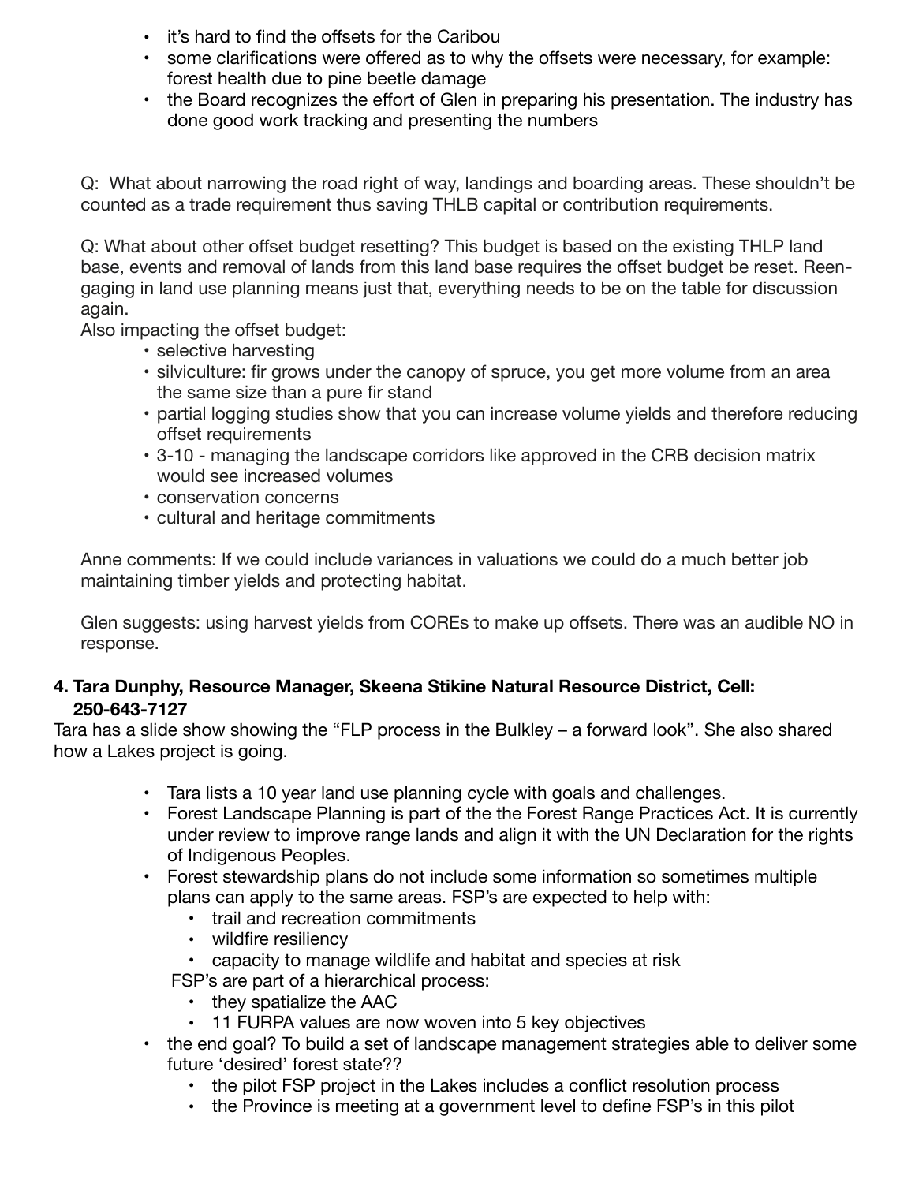- it's hard to find the offsets for the Caribou
- some clarifications were offered as to why the offsets were necessary, for example: forest health due to pine beetle damage
- the Board recognizes the effort of Glen in preparing his presentation. The industry has done good work tracking and presenting the numbers

Q: What about narrowing the road right of way, landings and boarding areas. These shouldn't be counted as a trade requirement thus saving THLB capital or contribution requirements.

Q: What about other offset budget resetting? This budget is based on the existing THLP land base, events and removal of lands from this land base requires the offset budget be reset. Reengaging in land use planning means just that, everything needs to be on the table for discussion again.

Also impacting the offset budget:

- selective harvesting
- silviculture: fir grows under the canopy of spruce, you get more volume from an area the same size than a pure fir stand
- partial logging studies show that you can increase volume yields and therefore reducing offset requirements
- 3-10 - managing the landscape corridors like approved in the CRB decision matrix would see increased volumes
- conservation concerns
- cultural and heritage commitments

Anne comments: If we could include variances in valuations we could do a much better job maintaining timber yields and protecting habitat.

Glen suggests: using harvest yields from COREs to make up offsets. There was an audible NO in response.

## 4. Tara Dunphy, Resource Manager, Skeena Stikine Natural Resource District, Cell: 250-643-7127

Tara has a slide show showing the "FLP process in the Bulkley – a forward look". She also shared how a Lakes project is going.

- Tara lists a 10 year land use planning cycle with goals and challenges.
- Forest Landscape Planning is part of the the Forest Range Practices Act. It is currently under review to improve range lands and align it with the UN Declaration for the rights of Indigenous Peoples.
- Forest stewardship plans do not include some information so sometimes multiple plans can apply to the same areas. FSP's are expected to help with:
  - trail and recreation commitments
  - wildfire resiliency
  - capacity to manage wildlife and habitat and species at risk

  FSP's are part of a hierarchical process:
  - they spatialize the AAC
  - 11 FURPA values are now woven into 5 key objectives
- the end goal? To build a set of landscape management strategies able to deliver some future 'desired' forest state??
  - the pilot FSP project in the Lakes includes a conflict resolution process
  - the Province is meeting at a government level to define FSP's in this pilot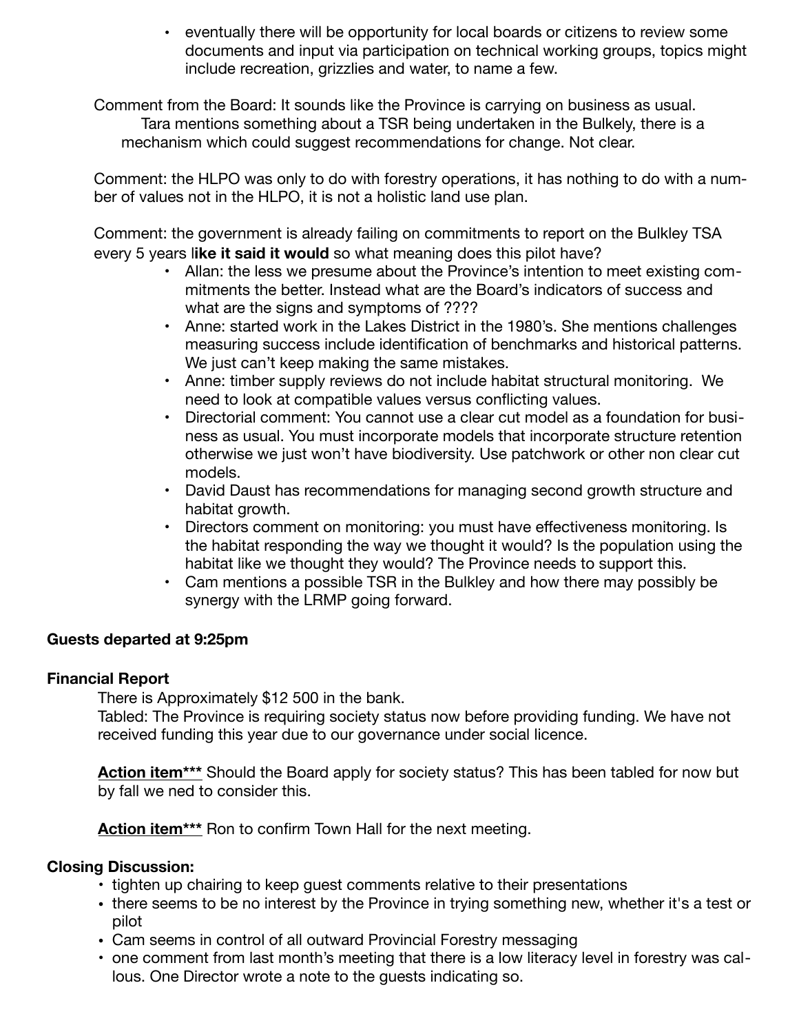- eventually there will be opportunity for local boards or citizens to review some documents and input via participation on technical working groups, topics might include recreation, grizzlies and water, to name a few.

Comment from the Board: It sounds like the Province is carrying on business as usual.
Tara mentions something about a TSR being undertaken in the Bulkely, there is a mechanism which could suggest recommendations for change. Not clear.

Comment: the HLPO was only to do with forestry operations, it has nothing to do with a number of values not in the HLPO, it is not a holistic land use plan.

Comment: the government is already failing on commitments to report on the Bulkley TSA every 5 years l**ike it said it would** so what meaning does this pilot have?

- Allan: the less we presume about the Province's intention to meet existing commitments the better. Instead what are the Board's indicators of success and what are the signs and symptoms of ????
- Anne: started work in the Lakes District in the 1980's. She mentions challenges measuring success include identification of benchmarks and historical patterns. We just can't keep making the same mistakes.
- Anne: timber supply reviews do not include habitat structural monitoring. We need to look at compatible values versus conflicting values.
- Directorial comment: You cannot use a clear cut model as a foundation for business as usual. You must incorporate models that incorporate structure retention otherwise we just won't have biodiversity. Use patchwork or other non clear cut models.
- David Daust has recommendations for managing second growth structure and habitat growth.
- Directors comment on monitoring: you must have effectiveness monitoring. Is the habitat responding the way we thought it would? Is the population using the habitat like we thought they would? The Province needs to support this.
- Cam mentions a possible TSR in the Bulkley and how there may possibly be synergy with the LRMP going forward.

**Guests departed at 9:25pm**

**Financial Report**

There is Approximately $12 500 in the bank.
Tabled: The Province is requiring society status now before providing funding. We have not received funding this year due to our governance under social licence.

**<u>Action item</u>\*\*\*** Should the Board apply for society status? This has been tabled for now but by fall we ned to consider this.

**<u>Action item</u>\*\*\*** Ron to confirm Town Hall for the next meeting.

**Closing Discussion:**

- tighten up chairing to keep guest comments relative to their presentations
- there seems to be no interest by the Province in trying something new, whether it's a test or pilot
- Cam seems in control of all outward Provincial Forestry messaging
- one comment from last month's meeting that there is a low literacy level in forestry was callous. One Director wrote a note to the guests indicating so.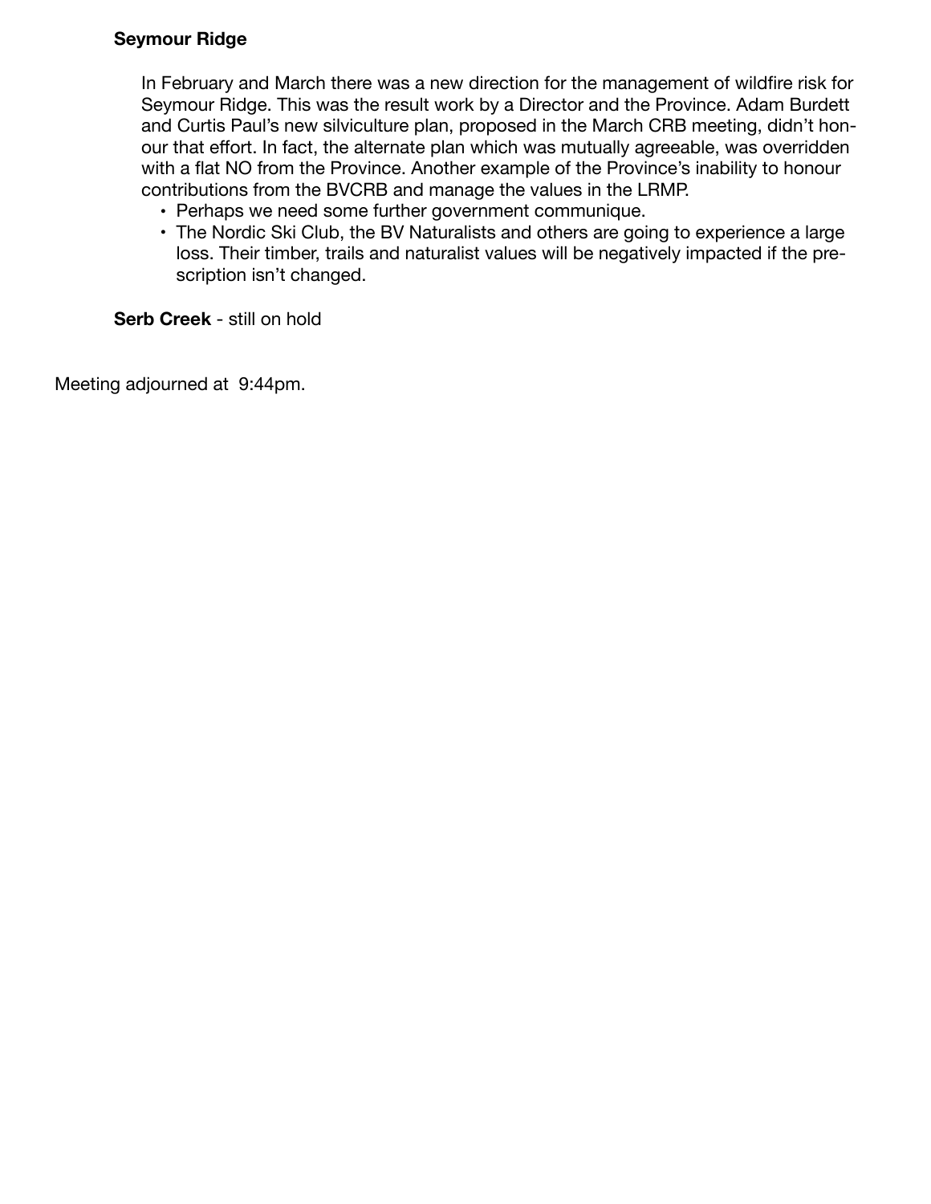**Seymour Ridge**

In February and March there was a new direction for the management of wildfire risk for Seymour Ridge. This was the result work by a Director and the Province. Adam Burdett and Curtis Paul's new silviculture plan, proposed in the March CRB meeting, didn't honour that effort. In fact, the alternate plan which was mutually agreeable, was overridden with a flat NO from the Province. Another example of the Province's inability to honour contributions from the BVCRB and manage the values in the LRMP.

- Perhaps we need some further government communique.
- The Nordic Ski Club, the BV Naturalists and others are going to experience a large loss. Their timber, trails and naturalist values will be negatively impacted if the prescription isn't changed.

**Serb Creek** - still on hold

Meeting adjourned at 9:44pm.